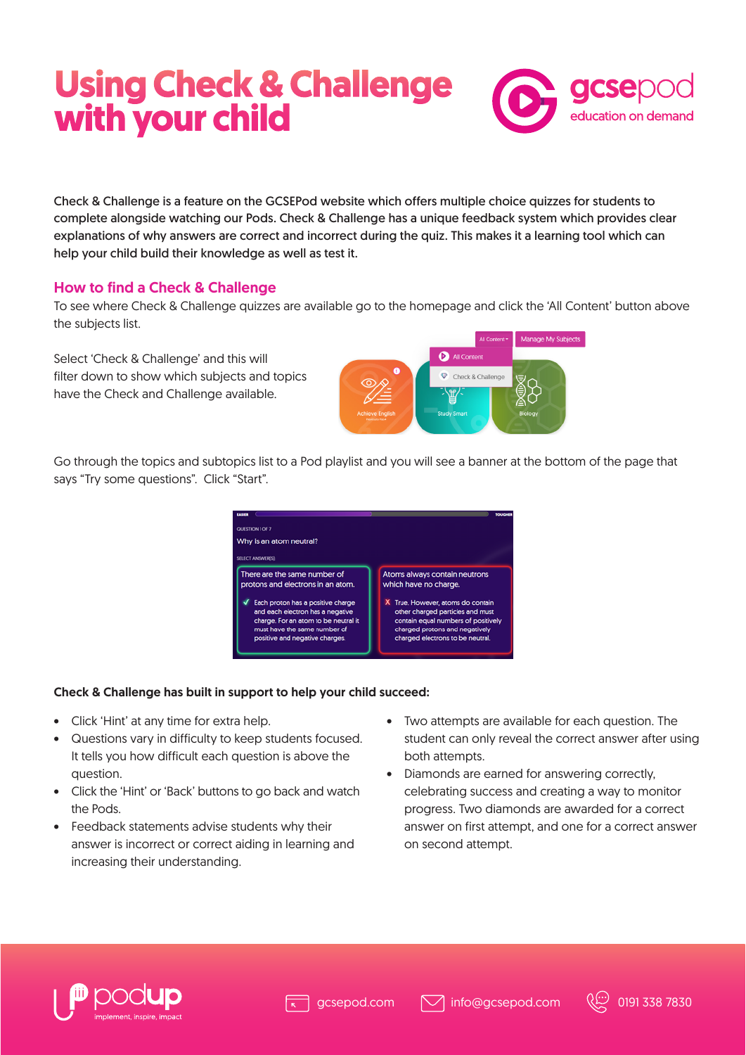# Using Check & Challenge with your child

gcsepod
education on demand

Check & Challenge is a feature on the GCSEPod website which offers multiple choice quizzes for students to complete alongside watching our Pods. Check & Challenge has a unique feedback system which provides clear explanations of why answers are correct and incorrect during the quiz. This makes it a learning tool which can help your child build their knowledge as well as test it.

## How to find a Check & Challenge

To see where Check & Challenge quizzes are available go to the homepage and click the 'All Content' button above the subjects list.

Select 'Check & Challenge' and this will filter down to show which subjects and topics have the Check and Challenge available.

Go through the topics and subtopics list to a Pod playlist and you will see a banner at the bottom of the page that says "Try some questions". Click "Start".

**Check & Challenge has built in support to help your child succeed:**

- Click 'Hint' at any time for extra help.
- Questions vary in difficulty to keep students focused. It tells you how difficult each question is above the question.
- Click the 'Hint' or 'Back' buttons to go back and watch the Pods.
- Feedback statements advise students why their answer is incorrect or correct aiding in learning and increasing their understanding.
- Two attempts are available for each question. The student can only reveal the correct answer after using both attempts.
- Diamonds are earned for answering correctly, celebrating success and creating a way to monitor progress. Two diamonds are awarded for a correct answer on first attempt, and one for a correct answer on second attempt.

podup implement, inspire, impact | gcsepod.com | info@gcsepod.com | 0191 338 7830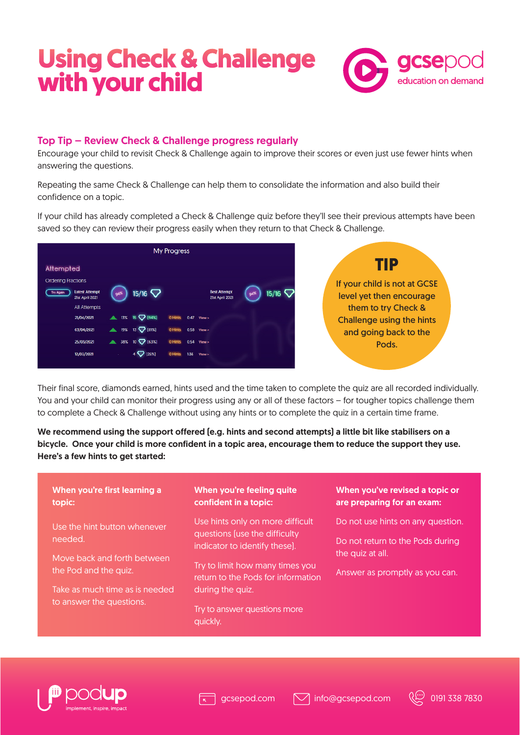# Using Check & Challenge with your child

gcsepod
education on demand

### Top Tip – Review Check & Challenge progress regularly

Encourage your child to revisit Check & Challenge again to improve their scores or even just use fewer hints when answering the questions.

Repeating the same Check & Challenge can help them to consolidate the information and also build their confidence on a topic.

If your child has already completed a Check & Challenge quiz before they'll see their previous attempts have been saved so they can review their progress easily when they return to that Check & Challenge.

My Progress

Attempted

Ordering Fractions

Try Again | Latest Attempt 21st April 2021 | 94% | 15/16 | Best Attempt 21st April 2021 | 94% | 15/16

All Attempts

| | | | | | | |
|---|---|---|---|---|---|---|
| 21/04/2021 | 13% | 15 (94%) | 0 Hints | 0:47 | View > |
| 03/04/2021 | 19% | 13 (81%) | 0 Hints | 0:58 | View > |
| 25/03/2021 | 38% | 10 (63%) | 0 Hints | 0:54 | View > |
| 12/03/2021 | | 4 (25%) | 0 Hints | 1:36 | View > |

**TIP**

If your child is not at GCSE level yet then encourage them to try Check & Challenge using the hints and going back to the Pods.

Their final score, diamonds earned, hints used and the time taken to complete the quiz are all recorded individually. You and your child can monitor their progress using any or all of these factors – for tougher topics challenge them to complete a Check & Challenge without using any hints or to complete the quiz in a certain time frame.

**We recommend using the support offered (e.g. hints and second attempts) a little bit like stabilisers on a bicycle. Once your child is more confident in a topic area, encourage them to reduce the support they use. Here's a few hints to get started:**

**When you're first learning a topic:**

- Use the hint button whenever needed.
- Move back and forth between the Pod and the quiz.
- Take as much time as is needed to answer the questions.

**When you're feeling quite confident in a topic:**

- Use hints only on more difficult questions (use the difficulty indicator to identify these).
- Try to limit how many times you return to the Pods for information during the quiz.
- Try to answer questions more quickly.

**When you've revised a topic or are preparing for an exam:**

- Do not use hints on any question.
- Do not return to the Pods during the quiz at all.
- Answer as promptly as you can.

podup – implement, inspire, impact

gcsepod.com | info@gcsepod.com | 0191 338 7830